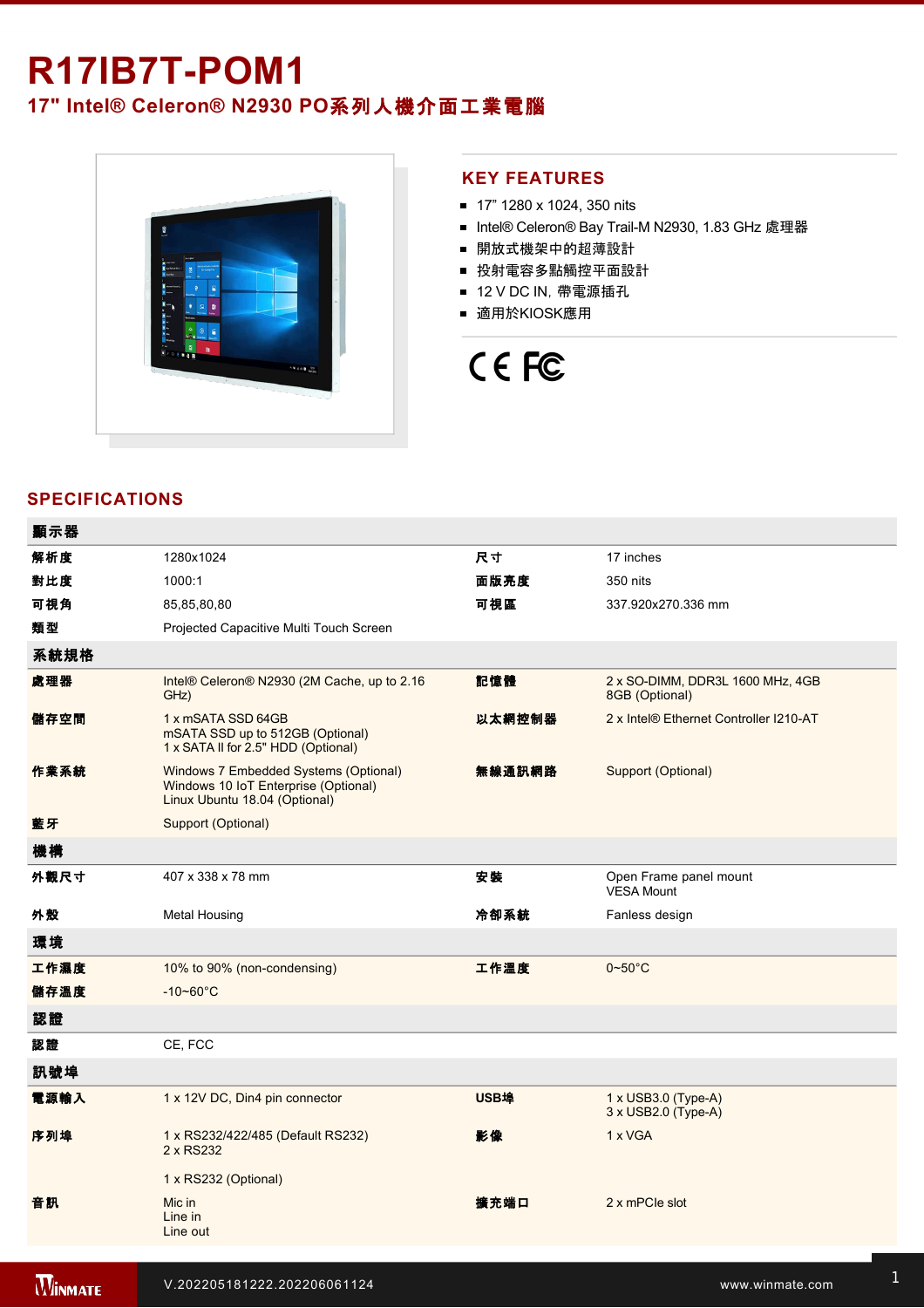# R17IB7T-POM1

## 17" Intel® Celeron® N2930 PO系列人機介面工業電腦

## KEY FEATURES

- 17" 1280 x 1024, 350 nits
- Intel® Celeron® Bay Trail-M N2930, 1.83 GHz 處理器
- 開放式機架中的超薄設計
- 投射電容多點觸控平面設計
- 12 V DC IN, 帶電源插孔
- 適用於KIOSK應用

## SPECIFICATIONS

| 顯示器 | | | |
|---|---|---|---|
| 解析度 | 1280x1024 | 尺寸 | 17 inches |
| 對比度 | 1000:1 | 面版亮度 | 350 nits |
| 可視角 | 85,85,80,80 | 可視區 | 337.920x270.336 mm |
| 類型 | Projected Capacitive Multi Touch Screen | | |
| **系統規格** | | | |
| 處理器 | Intel® Celeron® N2930 (2M Cache, up to 2.16 GHz) | 記憶體 | 2 x SO-DIMM, DDR3L 1600 MHz, 4GB<br>8GB (Optional) |
| 儲存空間 | 1 x mSATA SSD 64GB<br>mSATA SSD up to 512GB (Optional)<br>1 x SATA II for 2.5" HDD (Optional) | 以太網控制器 | 2 x Intel® Ethernet Controller I210-AT |
| 作業系統 | Windows 7 Embedded Systems (Optional)<br>Windows 10 IoT Enterprise (Optional)<br>Linux Ubuntu 18.04 (Optional) | 無線通訊網路 | Support (Optional) |
| 藍牙 | Support (Optional) | | |
| **機構** | | | |
| 外觀尺寸 | 407 x 338 x 78 mm | 安裝 | Open Frame panel mount<br>VESA Mount |
| 外殼 | Metal Housing | 冷卻系統 | Fanless design |
| **環境** | | | |
| 工作濕度 | 10% to 90% (non-condensing) | 工作溫度 | 0~50°C |
| 儲存溫度 | -10~60°C | | |
| **認證** | | | |
| 認證 | CE, FCC | | |
| **訊號埠** | | | |
| 電源輸入 | 1 x 12V DC, Din4 pin connector | USB埠 | 1 x USB3.0 (Type-A)<br>3 x USB2.0 (Type-A) |
| 序列埠 | 1 x RS232/422/485 (Default RS232)<br>2 x RS232<br><br>1 x RS232 (Optional) | 影像 | 1 x VGA |
| 音訊 | Mic in<br>Line in<br>Line out | 擴充端口 | 2 x mPCIe slot |

V.202205181222.202206061124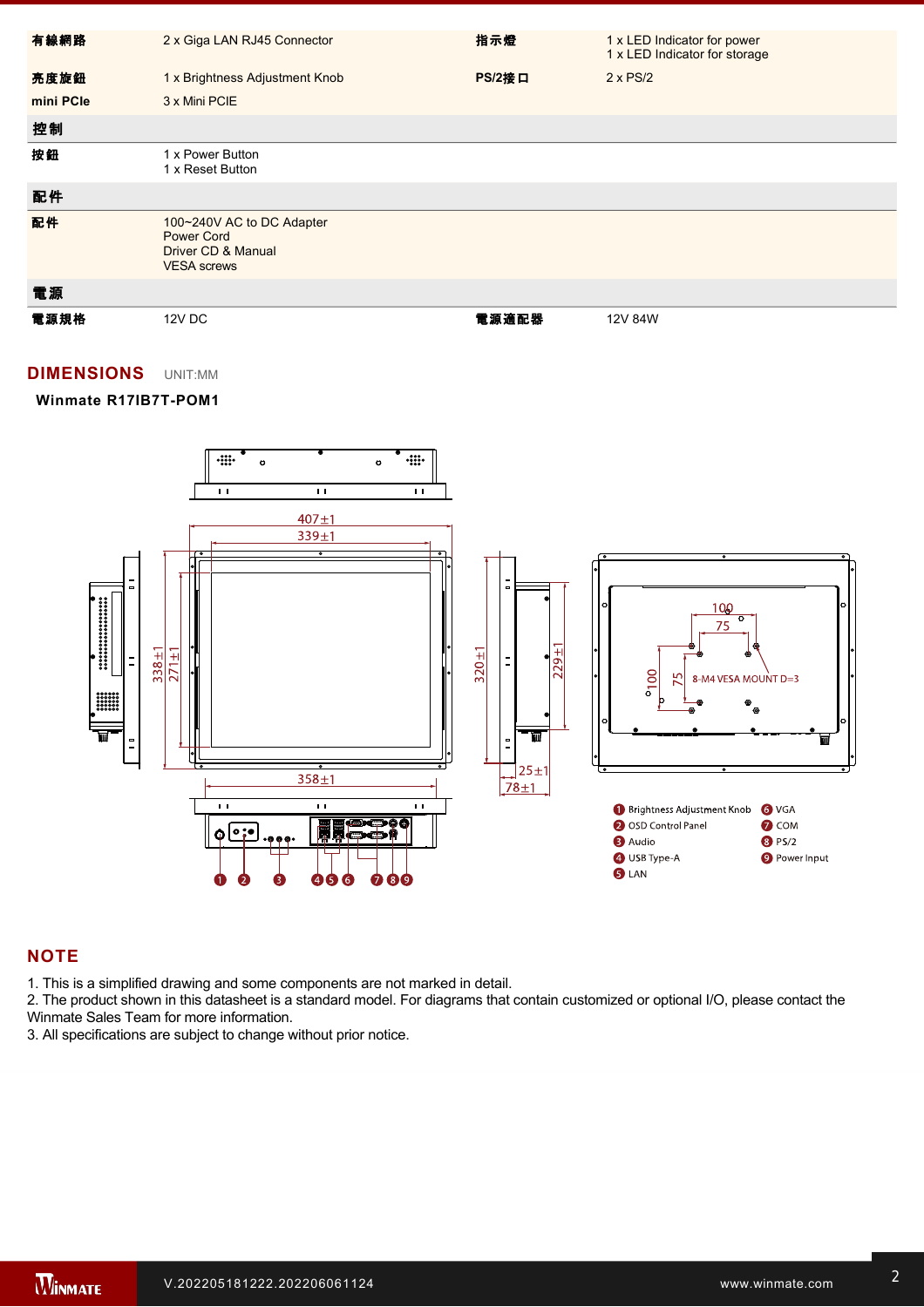| | | | |
|---|---|---|---|
| 有線網路 | 2 x Giga LAN RJ45 Connector | 指示燈 | 1 x LED Indicator for power<br>1 x LED Indicator for storage |
| 亮度旋鈕 | 1 x Brightness Adjustment Knob | PS/2接口 | 2 x PS/2 |
| mini PCIe | 3 x Mini PCIE | | |
| **控制** | | | |
| 按鈕 | 1 x Power Button<br>1 x Reset Button | | |
| **配件** | | | |
| 配件 | 100~240V AC to DC Adapter<br>Power Cord<br>Driver CD & Manual<br>VESA screws | | |
| **電源** | | | |
| 電源規格 | 12V DC | 電源適配器 | 12V 84W |

## DIMENSIONS UNIT:MM

**Winmate R17IB7T-POM1**

407±1
339±1
338±1
271±1
358±1
320±1
229±1
25±1
78±1
100
75
100
75
8-M4 VESA MOUNT D=3

1 Brightness Adjustment Knob
2 OSD Control Panel
3 Audio
4 USB Type-A
5 LAN
6 VGA
7 COM
8 PS/2
9 Power Input

## NOTE

1. This is a simplified drawing and some components are not marked in detail.
2. The product shown in this datasheet is a standard model. For diagrams that contain customized or optional I/O, please contact the Winmate Sales Team for more information.
3. All specifications are subject to change without prior notice.